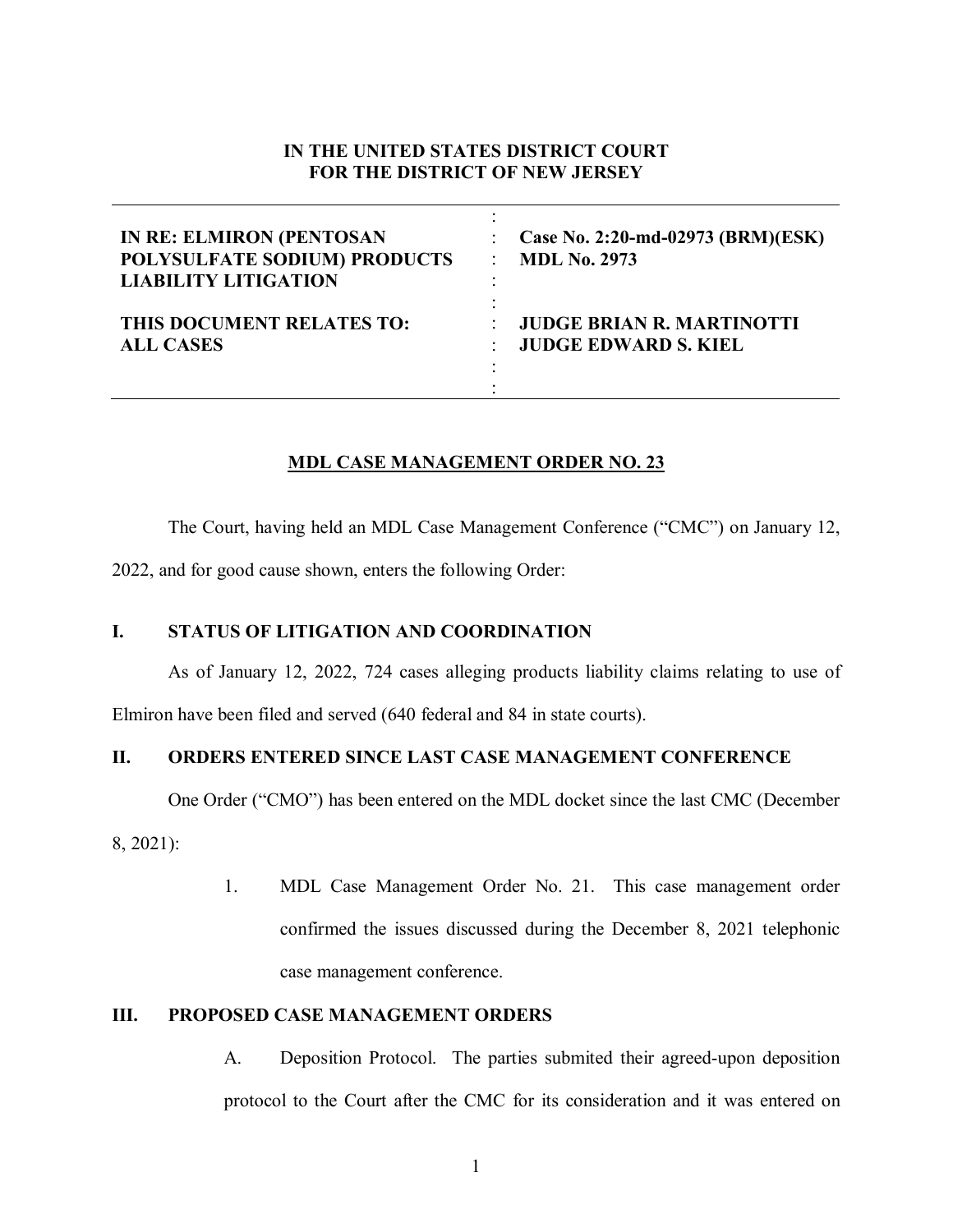**IN THE UNITED STATES DISTRICT COURT**
**FOR THE DISTRICT OF NEW JERSEY**

| | | |
|---|---|---|
| **IN RE: ELMIRON (PENTOSAN POLYSULFATE SODIUM) PRODUCTS LIABILITY LITIGATION** | : | **Case No. 2:20-md-02973 (BRM)(ESK)** **MDL No. 2973** |
| **THIS DOCUMENT RELATES TO: ALL CASES** | : | **JUDGE BRIAN R. MARTINOTTI** **JUDGE EDWARD S. KIEL** |

**MDL CASE MANAGEMENT ORDER NO. 23**

The Court, having held an MDL Case Management Conference ("CMC") on January 12, 2022, and for good cause shown, enters the following Order:

## I. STATUS OF LITIGATION AND COORDINATION

As of January 12, 2022, 724 cases alleging products liability claims relating to use of Elmiron have been filed and served (640 federal and 84 in state courts).

## II. ORDERS ENTERED SINCE LAST CASE MANAGEMENT CONFERENCE

One Order ("CMO") has been entered on the MDL docket since the last CMC (December 8, 2021):

1. MDL Case Management Order No. 21. This case management order confirmed the issues discussed during the December 8, 2021 telephonic case management conference.

## III. PROPOSED CASE MANAGEMENT ORDERS

A. Deposition Protocol. The parties submited their agreed-upon deposition protocol to the Court after the CMC for its consideration and it was entered on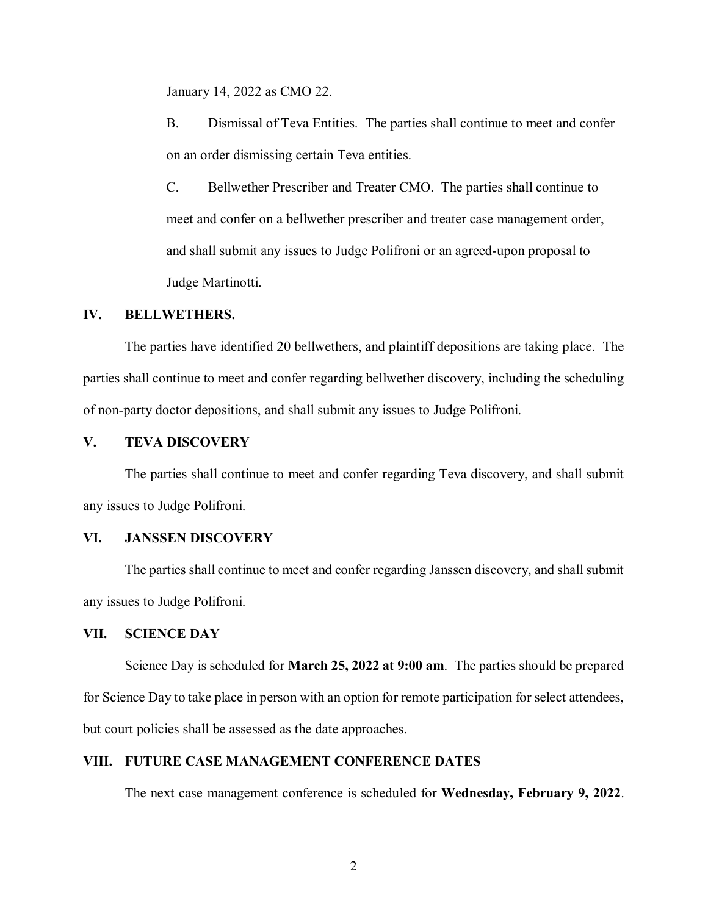January 14, 2022 as CMO 22.

B. Dismissal of Teva Entities. The parties shall continue to meet and confer on an order dismissing certain Teva entities.

C. Bellwether Prescriber and Treater CMO. The parties shall continue to meet and confer on a bellwether prescriber and treater case management order, and shall submit any issues to Judge Polifroni or an agreed-upon proposal to Judge Martinotti.

## IV. BELLWETHERS.

The parties have identified 20 bellwethers, and plaintiff depositions are taking place. The parties shall continue to meet and confer regarding bellwether discovery, including the scheduling of non-party doctor depositions, and shall submit any issues to Judge Polifroni.

## V. TEVA DISCOVERY

The parties shall continue to meet and confer regarding Teva discovery, and shall submit any issues to Judge Polifroni.

## VI. JANSSEN DISCOVERY

The parties shall continue to meet and confer regarding Janssen discovery, and shall submit any issues to Judge Polifroni.

## VII. SCIENCE DAY

Science Day is scheduled for **March 25, 2022 at 9:00 am**. The parties should be prepared for Science Day to take place in person with an option for remote participation for select attendees, but court policies shall be assessed as the date approaches.

## VIII. FUTURE CASE MANAGEMENT CONFERENCE DATES

The next case management conference is scheduled for **Wednesday, February 9, 2022**.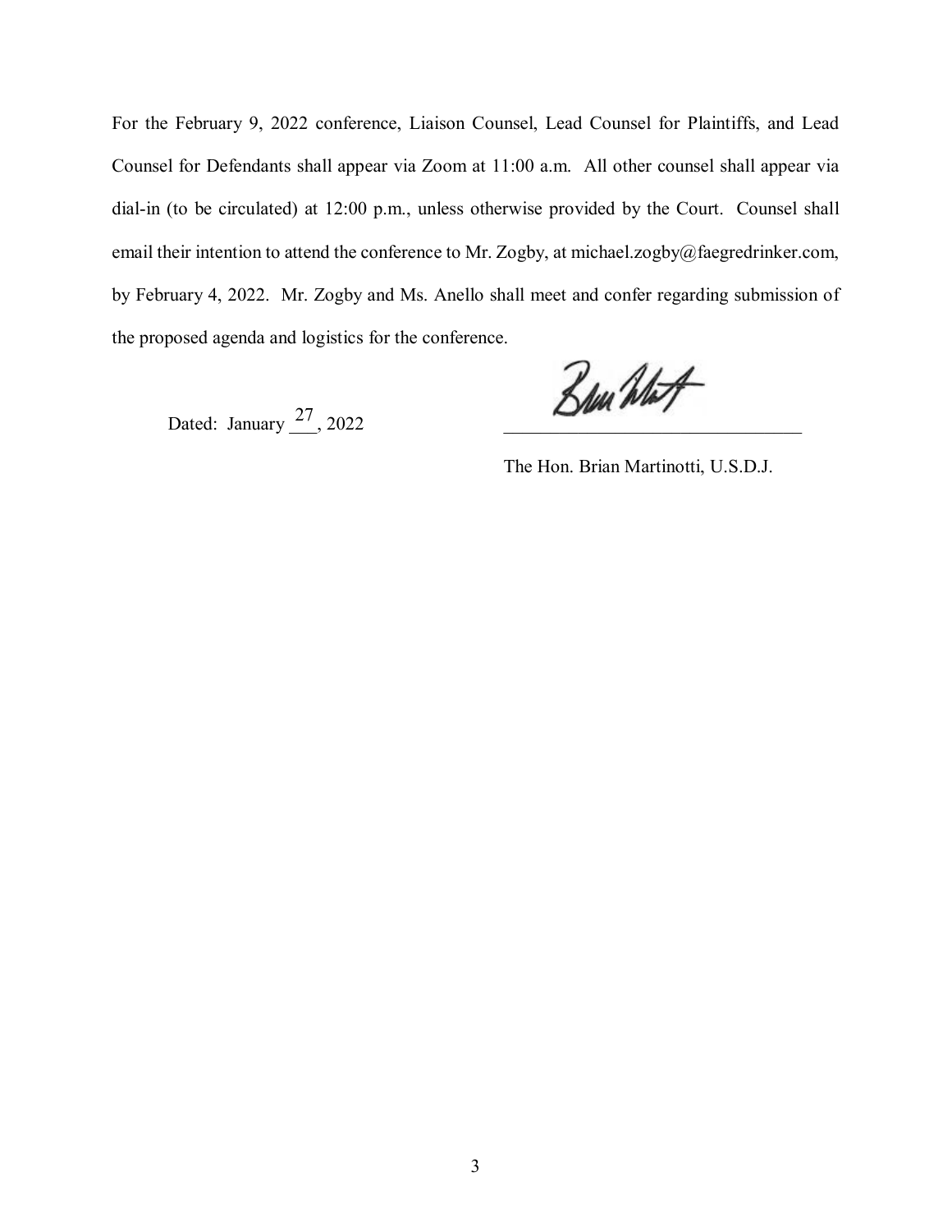For the February 9, 2022 conference, Liaison Counsel, Lead Counsel for Plaintiffs, and Lead Counsel for Defendants shall appear via Zoom at 11:00 a.m. All other counsel shall appear via dial-in (to be circulated) at 12:00 p.m., unless otherwise provided by the Court. Counsel shall email their intention to attend the conference to Mr. Zogby, at michael.zogby@faegredrinker.com, by February 4, 2022. Mr. Zogby and Ms. Anello shall meet and confer regarding submission of the proposed agenda and logistics for the conference.

Dated: January 27, 2022

\_\_\_\_\_\_\_\_\_\_\_\_\_\_\_\_\_\_\_\_\_\_\_\_\_\_\_\_\_\_\_\_

The Hon. Brian Martinotti, U.S.D.J.